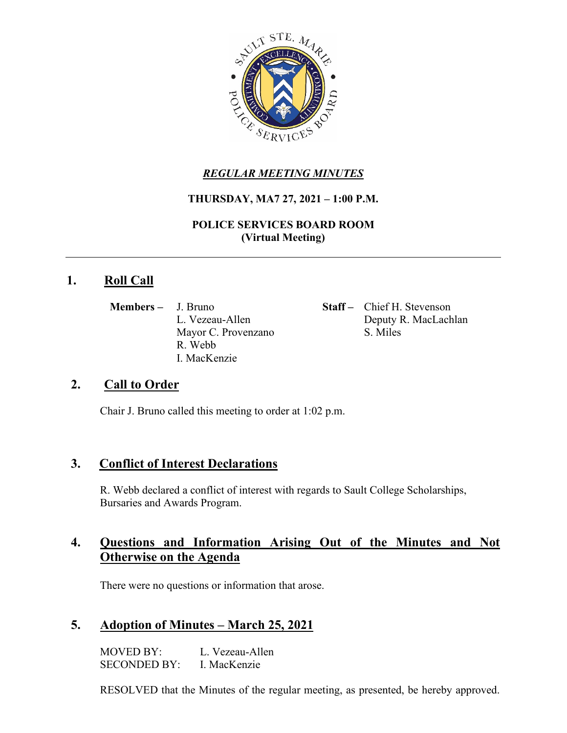## *REGULAR MEETING MINUTES*

**THURSDAY, MA7 27, 2021 – 1:00 P.M.**

**POLICE SERVICES BOARD ROOM**
**(Virtual Meeting)**

---

## 1. Roll Call

**Members –** J. Bruno
L. Vezeau-Allen
Mayor C. Provenzano
R. Webb
I. MacKenzie

**Staff –** Chief H. Stevenson
Deputy R. MacLachlan
S. Miles

## 2. Call to Order

Chair J. Bruno called this meeting to order at 1:02 p.m.

## 3. Conflict of Interest Declarations

R. Webb declared a conflict of interest with regards to Sault College Scholarships, Bursaries and Awards Program.

## 4. Questions and Information Arising Out of the Minutes and Not Otherwise on the Agenda

There were no questions or information that arose.

## 5. Adoption of Minutes – March 25, 2021

MOVED BY: L. Vezeau-Allen
SECONDED BY: I. MacKenzie

RESOLVED that the Minutes of the regular meeting, as presented, be hereby approved.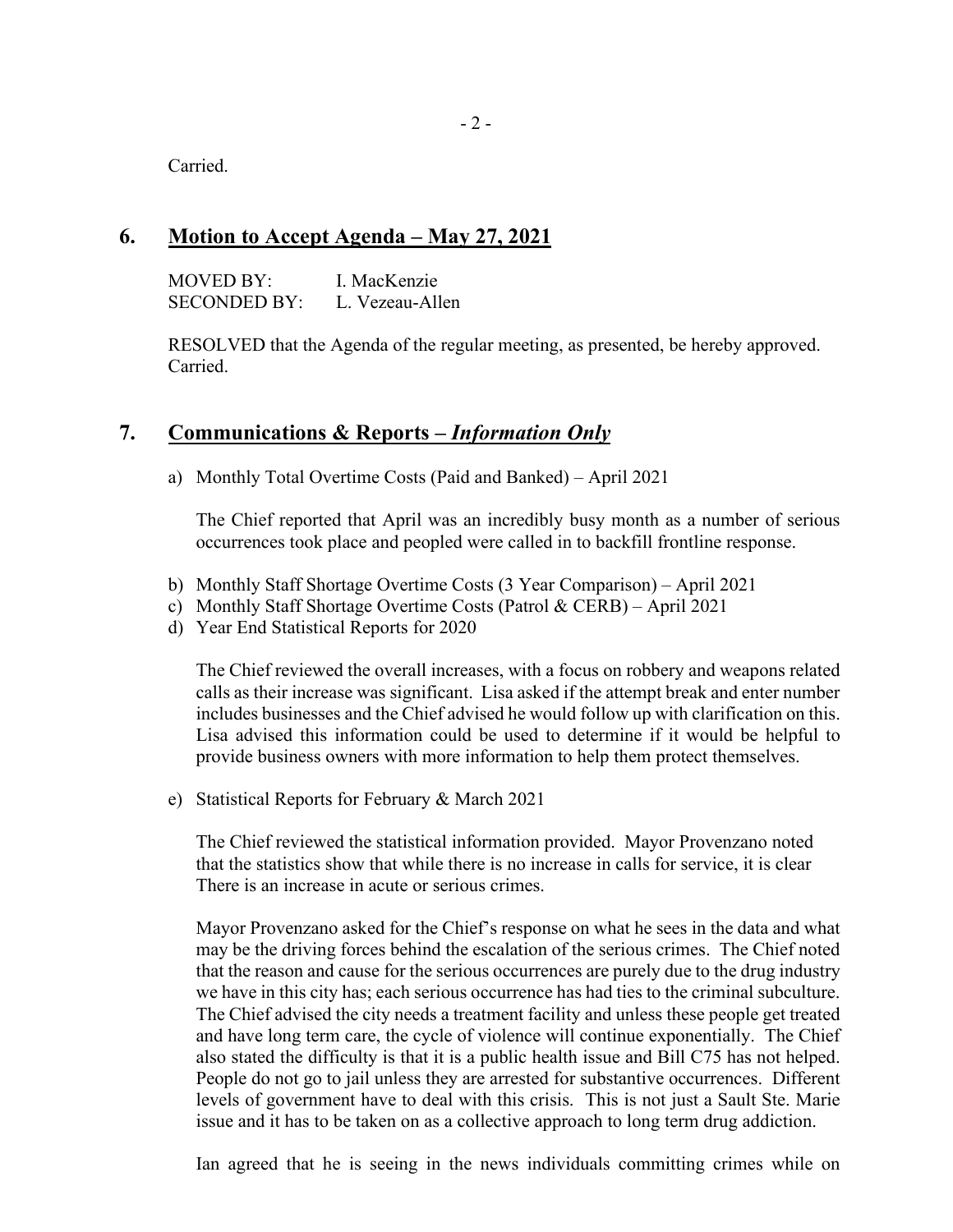Carried.

## 6. Motion to Accept Agenda – May 27, 2021

MOVED BY: I. MacKenzie
SECONDED BY: L. Vezeau-Allen

RESOLVED that the Agenda of the regular meeting, as presented, be hereby approved. Carried.

## 7. Communications & Reports – *Information Only*

a) Monthly Total Overtime Costs (Paid and Banked) – April 2021

The Chief reported that April was an incredibly busy month as a number of serious occurrences took place and peopled were called in to backfill frontline response.

b) Monthly Staff Shortage Overtime Costs (3 Year Comparison) – April 2021
c) Monthly Staff Shortage Overtime Costs (Patrol & CERB) – April 2021
d) Year End Statistical Reports for 2020

The Chief reviewed the overall increases, with a focus on robbery and weapons related calls as their increase was significant. Lisa asked if the attempt break and enter number includes businesses and the Chief advised he would follow up with clarification on this. Lisa advised this information could be used to determine if it would be helpful to provide business owners with more information to help them protect themselves.

e) Statistical Reports for February & March 2021

The Chief reviewed the statistical information provided. Mayor Provenzano noted that the statistics show that while there is no increase in calls for service, it is clear There is an increase in acute or serious crimes.

Mayor Provenzano asked for the Chief's response on what he sees in the data and what may be the driving forces behind the escalation of the serious crimes. The Chief noted that the reason and cause for the serious occurrences are purely due to the drug industry we have in this city has; each serious occurrence has had ties to the criminal subculture. The Chief advised the city needs a treatment facility and unless these people get treated and have long term care, the cycle of violence will continue exponentially. The Chief also stated the difficulty is that it is a public health issue and Bill C75 has not helped. People do not go to jail unless they are arrested for substantive occurrences. Different levels of government have to deal with this crisis. This is not just a Sault Ste. Marie issue and it has to be taken on as a collective approach to long term drug addiction.

Ian agreed that he is seeing in the news individuals committing crimes while on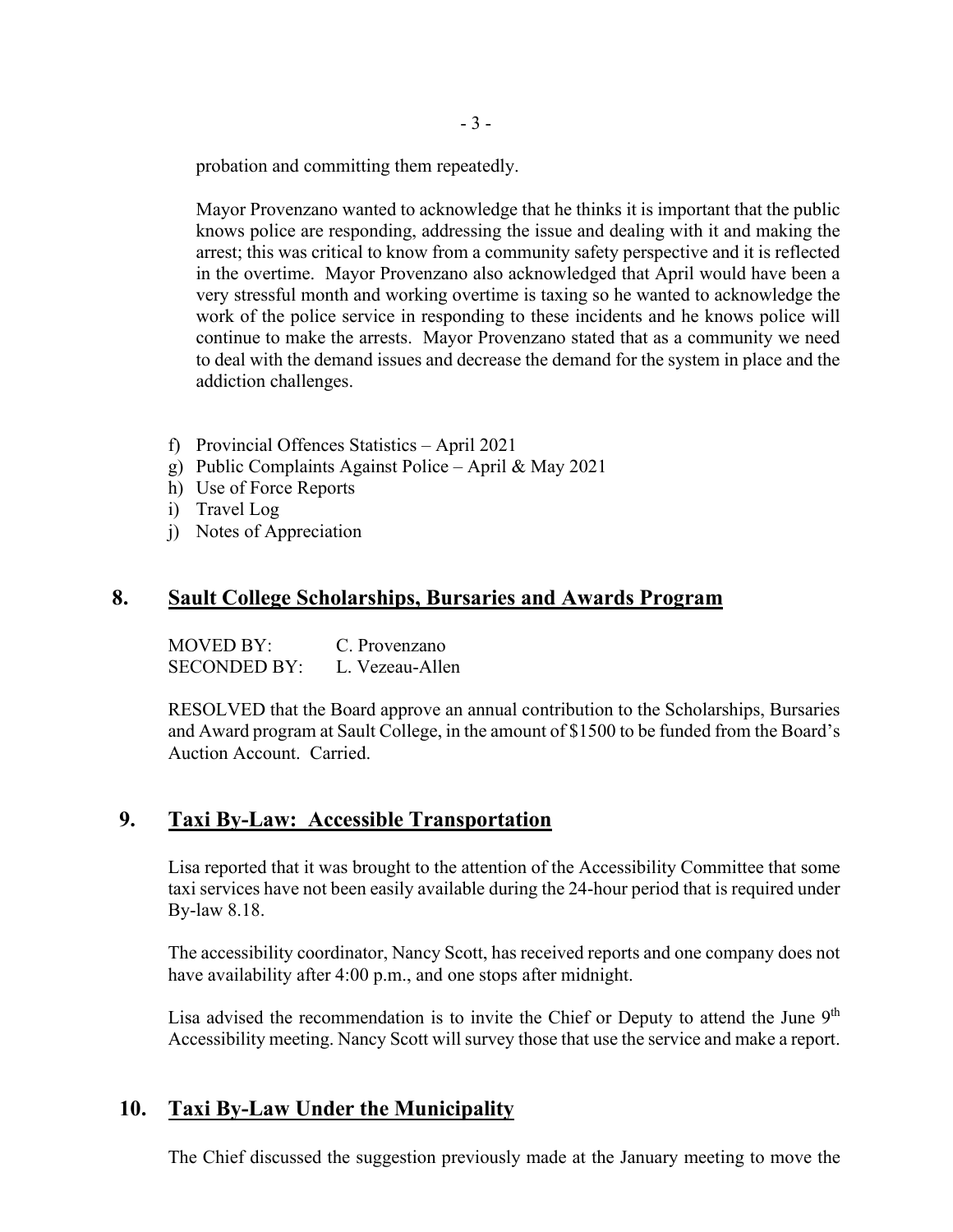probation and committing them repeatedly.

Mayor Provenzano wanted to acknowledge that he thinks it is important that the public knows police are responding, addressing the issue and dealing with it and making the arrest; this was critical to know from a community safety perspective and it is reflected in the overtime. Mayor Provenzano also acknowledged that April would have been a very stressful month and working overtime is taxing so he wanted to acknowledge the work of the police service in responding to these incidents and he knows police will continue to make the arrests. Mayor Provenzano stated that as a community we need to deal with the demand issues and decrease the demand for the system in place and the addiction challenges.

f) Provincial Offences Statistics – April 2021
g) Public Complaints Against Police – April & May 2021
h) Use of Force Reports
i) Travel Log
j) Notes of Appreciation

## 8. Sault College Scholarships, Bursaries and Awards Program

MOVED BY: C. Provenzano
SECONDED BY: L. Vezeau-Allen

RESOLVED that the Board approve an annual contribution to the Scholarships, Bursaries and Award program at Sault College, in the amount of $1500 to be funded from the Board's Auction Account. Carried.

## 9. Taxi By-Law: Accessible Transportation

Lisa reported that it was brought to the attention of the Accessibility Committee that some taxi services have not been easily available during the 24-hour period that is required under By-law 8.18.

The accessibility coordinator, Nancy Scott, has received reports and one company does not have availability after 4:00 p.m., and one stops after midnight.

Lisa advised the recommendation is to invite the Chief or Deputy to attend the June 9th Accessibility meeting. Nancy Scott will survey those that use the service and make a report.

## 10. Taxi By-Law Under the Municipality

The Chief discussed the suggestion previously made at the January meeting to move the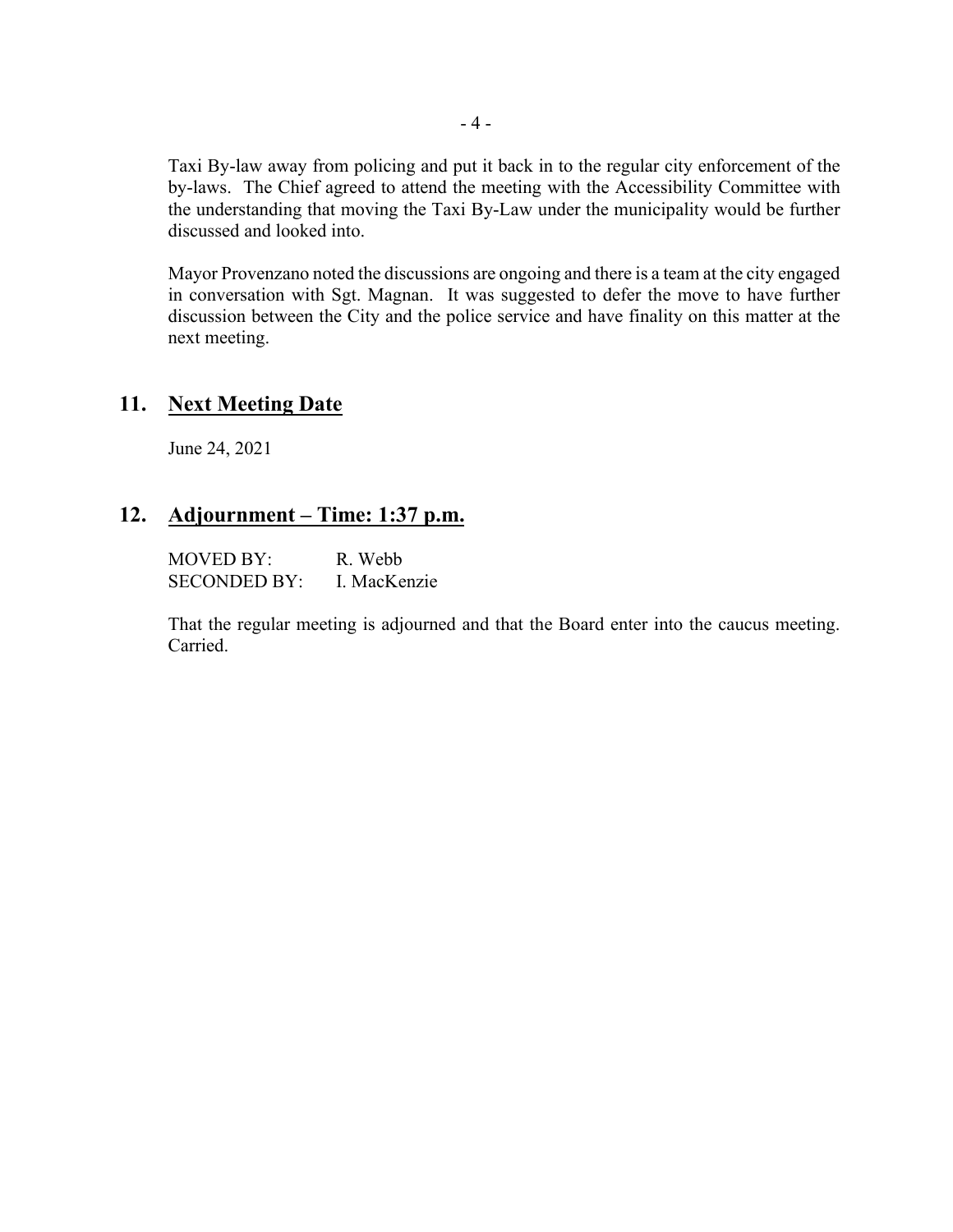Taxi By-law away from policing and put it back in to the regular city enforcement of the by-laws. The Chief agreed to attend the meeting with the Accessibility Committee with the understanding that moving the Taxi By-Law under the municipality would be further discussed and looked into.

Mayor Provenzano noted the discussions are ongoing and there is a team at the city engaged in conversation with Sgt. Magnan. It was suggested to defer the move to have further discussion between the City and the police service and have finality on this matter at the next meeting.

## 11. Next Meeting Date

June 24, 2021

## 12. Adjournment – Time: 1:37 p.m.

MOVED BY: R. Webb
SECONDED BY: I. MacKenzie

That the regular meeting is adjourned and that the Board enter into the caucus meeting. Carried.